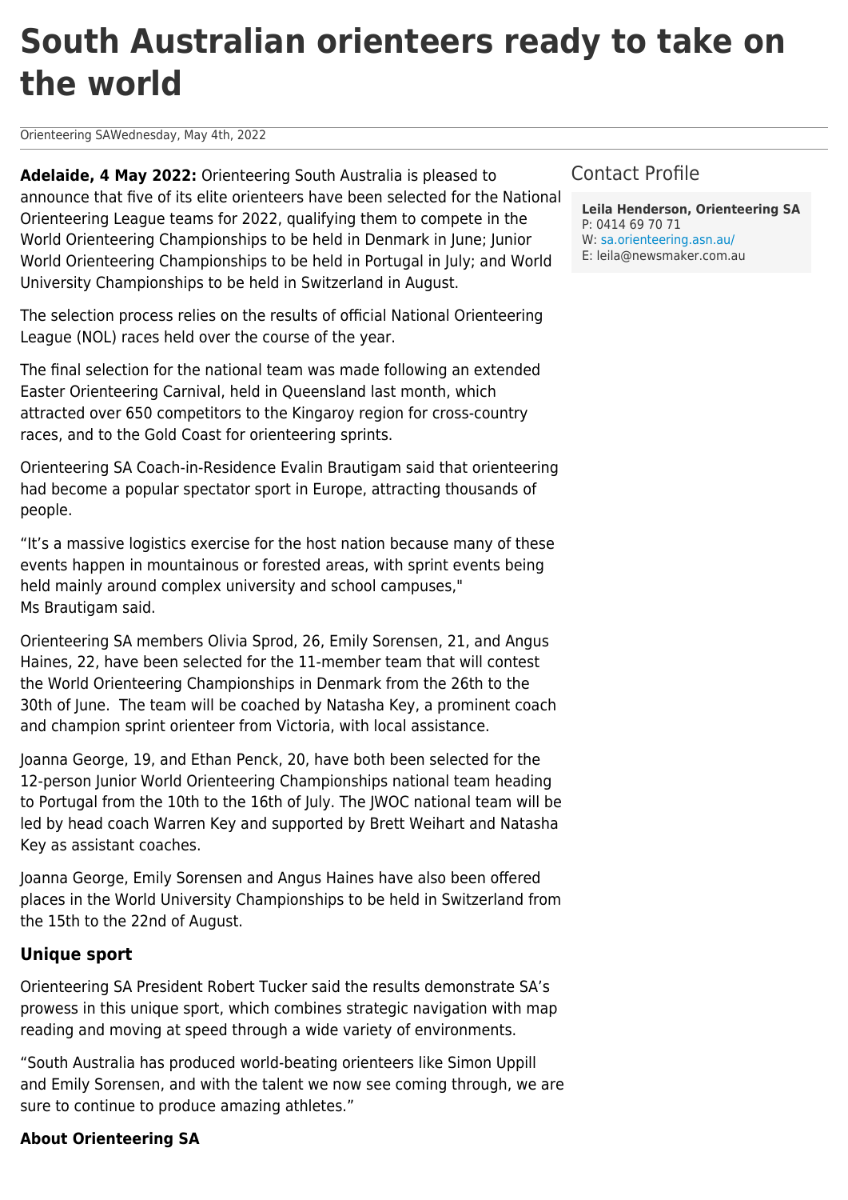# South Australian orienteers ready to take on the world

Orienteering SA Wednesday, May 4th, 2022

**Adelaide, 4 May 2022:** Orienteering South Australia is pleased to announce that five of its elite orienteers have been selected for the National Orienteering League teams for 2022, qualifying them to compete in the World Orienteering Championships to be held in Denmark in June; Junior World Orienteering Championships to be held in Portugal in July; and World University Championships to be held in Switzerland in August.

The selection process relies on the results of official National Orienteering League (NOL) races held over the course of the year.

The final selection for the national team was made following an extended Easter Orienteering Carnival, held in Queensland last month, which attracted over 650 competitors to the Kingaroy region for cross-country races, and to the Gold Coast for orienteering sprints.

Orienteering SA Coach-in-Residence Evalin Brautigam said that orienteering had become a popular spectator sport in Europe, attracting thousands of people.

"It's a massive logistics exercise for the host nation because many of these events happen in mountainous or forested areas, with sprint events being held mainly around complex university and school campuses," Ms Brautigam said.

Orienteering SA members Olivia Sprod, 26, Emily Sorensen, 21, and Angus Haines, 22, have been selected for the 11-member team that will contest the World Orienteering Championships in Denmark from the 26th to the 30th of June. The team will be coached by Natasha Key, a prominent coach and champion sprint orienteer from Victoria, with local assistance.

Joanna George, 19, and Ethan Penck, 20, have both been selected for the 12-person Junior World Orienteering Championships national team heading to Portugal from the 10th to the 16th of July. The JWOC national team will be led by head coach Warren Key and supported by Brett Weihart and Natasha Key as assistant coaches.

Joanna George, Emily Sorensen and Angus Haines have also been offered places in the World University Championships to be held in Switzerland from the 15th to the 22nd of August.

### Unique sport

Orienteering SA President Robert Tucker said the results demonstrate SA's prowess in this unique sport, which combines strategic navigation with map reading and moving at speed through a wide variety of environments.

"South Australia has produced world-beating orienteers like Simon Uppill and Emily Sorensen, and with the talent we now see coming through, we are sure to continue to produce amazing athletes."

### About Orienteering SA

## Contact Profile

**Leila Henderson, Orienteering SA**
P: 0414 69 70 71
W: sa.orienteering.asn.au/
E: leila@newsmaker.com.au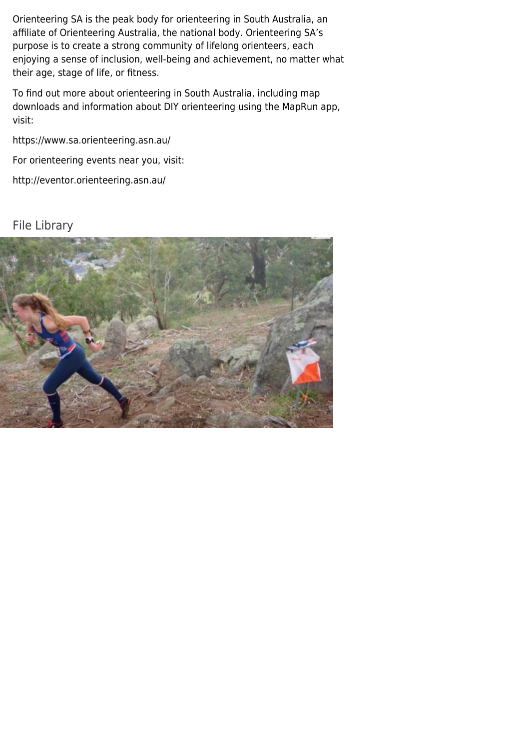Orienteering SA is the peak body for orienteering in South Australia, an affiliate of Orienteering Australia, the national body. Orienteering SA's purpose is to create a strong community of lifelong orienteers, each enjoying a sense of inclusion, well-being and achievement, no matter what their age, stage of life, or fitness.

To find out more about orienteering in South Australia, including map downloads and information about DIY orienteering using the MapRun app, visit:

https://www.sa.orienteering.asn.au/

For orienteering events near you, visit:

http://eventor.orienteering.asn.au/

## File Library